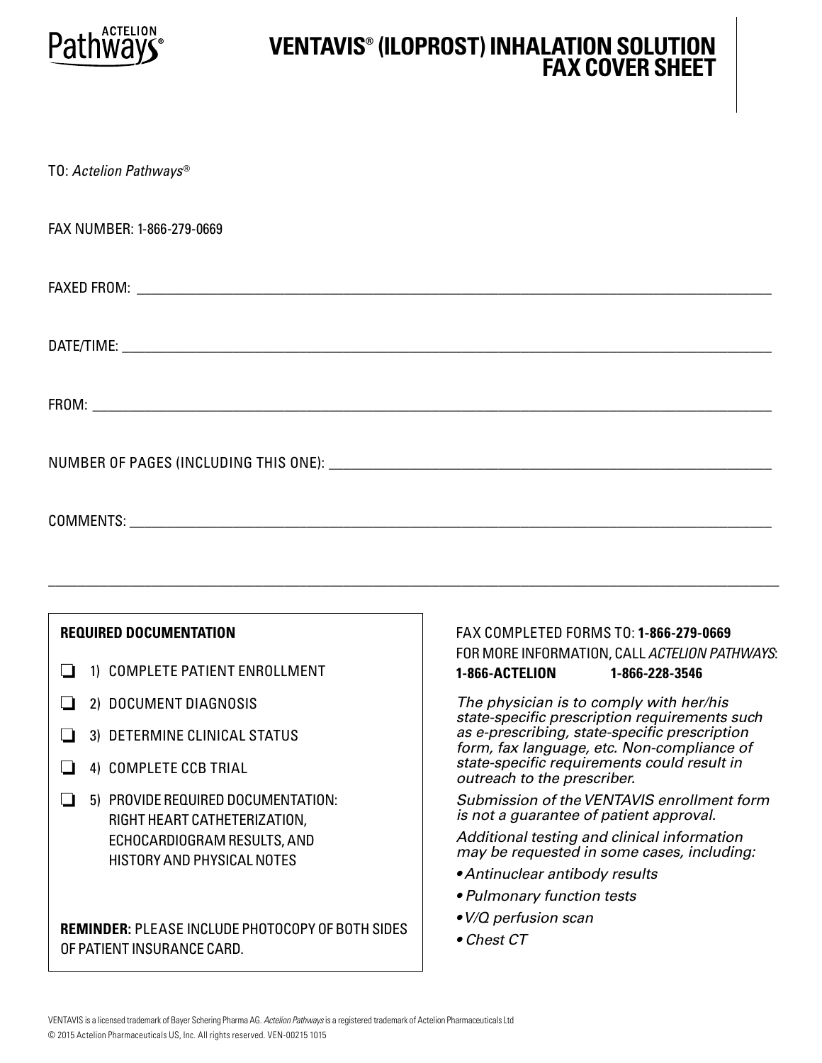Actelion Pathways®

# VENTAVIS® (ILOPROST) INHALATION SOLUTION FAX COVER SHEET

TO: *Actelion Pathways®*

FAX NUMBER: 1-866-279-0669

FAXED FROM: ____________________

DATE/TIME: ____________________

FROM: ____________________

NUMBER OF PAGES (INCLUDING THIS ONE): ____________________

COMMENTS: ____________________

---

**REQUIRED DOCUMENTATION**

- ☐ 1) COMPLETE PATIENT ENROLLMENT
- ☐ 2) DOCUMENT DIAGNOSIS
- ☐ 3) DETERMINE CLINICAL STATUS
- ☐ 4) COMPLETE CCB TRIAL
- ☐ 5) PROVIDE REQUIRED DOCUMENTATION: RIGHT HEART CATHETERIZATION, ECHOCARDIOGRAM RESULTS, AND HISTORY AND PHYSICAL NOTES

**REMINDER:** PLEASE INCLUDE PHOTOCOPY OF BOTH SIDES OF PATIENT INSURANCE CARD.

FAX COMPLETED FORMS TO: **1-866-279-0669**
FOR MORE INFORMATION, CALL *ACTELION PATHWAYS*:
**1-866-ACTELION 1-866-228-3546**

*The physician is to comply with her/his state-specific prescription requirements such as e-prescribing, state-specific prescription form, fax language, etc. Non-compliance of state-specific requirements could result in outreach to the prescriber.*

*Submission of the VENTAVIS enrollment form is not a guarantee of patient approval.*

*Additional testing and clinical information may be requested in some cases, including:*

- *Antinuclear antibody results*
- *Pulmonary function tests*
- *V/Q perfusion scan*
- *Chest CT*

VENTAVIS is a licensed trademark of Bayer Schering Pharma AG. *Actelion Pathways* is a registered trademark of Actelion Pharmaceuticals Ltd
© 2015 Actelion Pharmaceuticals US, Inc. All rights reserved. VEN-00215 1015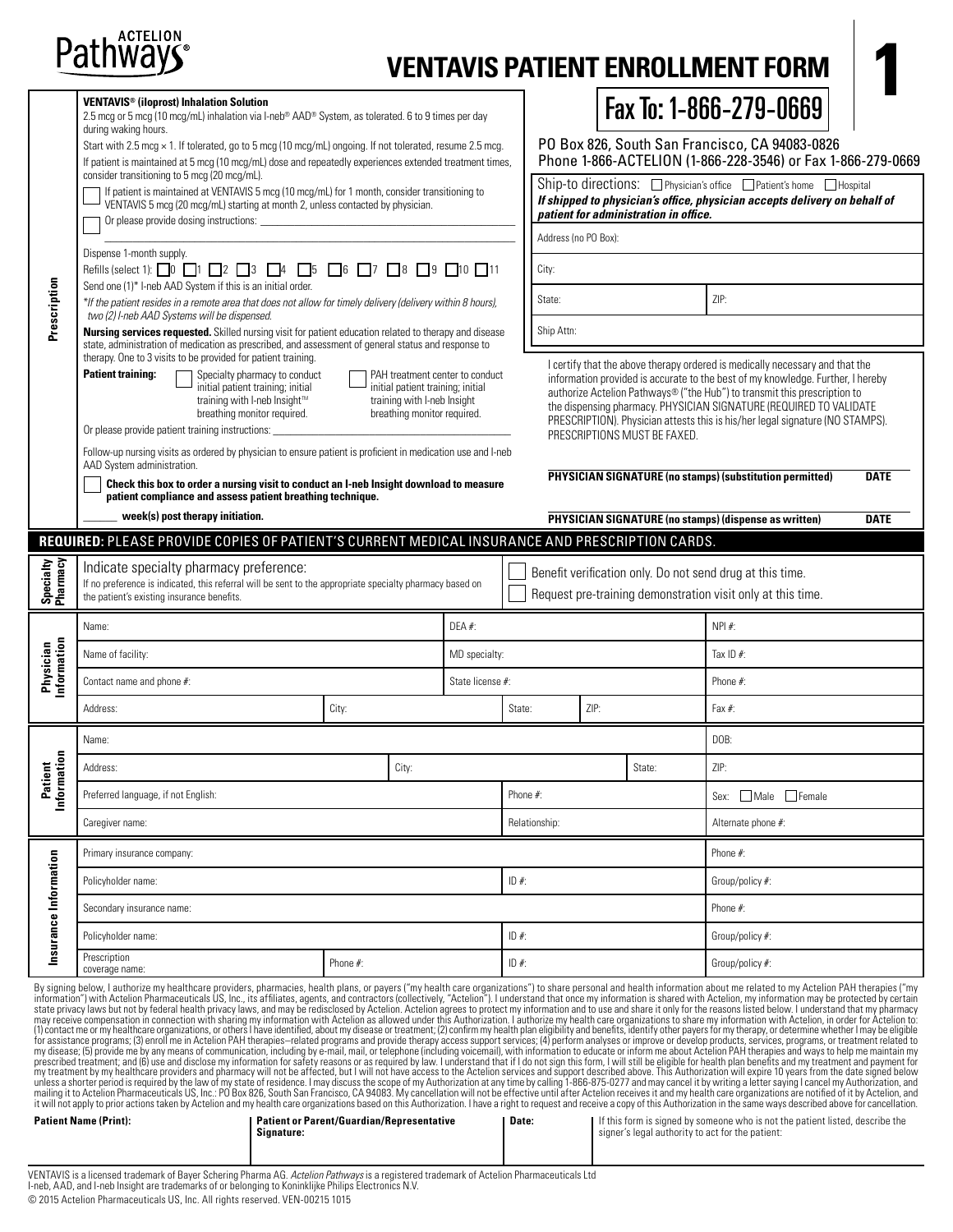Actelion Pathways®

# VENTAVIS PATIENT ENROLLMENT FORM

**1**

## Prescription

**VENTAVIS® (iloprost) Inhalation Solution**

2.5 mcg or 5 mcg (10 mcg/mL) inhalation via I-neb® AAD® System, as tolerated. 6 to 9 times per day during waking hours.

Start with 2.5 mcg × 1. If tolerated, go to 5 mcg (10 mcg/mL) ongoing. If not tolerated, resume 2.5 mcg.

If patient is maintained at 5 mcg (10 mcg/mL) dose and repeatedly experiences extended treatment times, consider transitioning to 5 mcg (20 mcg/mL).

☐ If patient is maintained at VENTAVIS 5 mcg (10 mcg/mL) for 1 month, consider transitioning to VENTAVIS 5 mcg (20 mcg/mL) starting at month 2, unless contacted by physician.

☐ Or please provide dosing instructions: ______________________

Dispense 1-month supply.

Refills (select 1): ☐0 ☐1 ☐2 ☐3 ☐4 ☐5 ☐6 ☐7 ☐8 ☐9 ☐10 ☐11

Send one (1)* I-neb AAD System if this is an initial order.

*If the patient resides in a remote area that does not allow for timely delivery (delivery within 8 hours), two (2) I-neb AAD Systems will be dispensed.*

**Nursing services requested.** Skilled nursing visit for patient education related to therapy and disease state, administration of medication as prescribed, and assessment of general status and response to therapy. One to 3 visits to be provided for patient training.

**Patient training:** ☐ Specialty pharmacy to conduct initial patient training; initial training with I-neb Insight™ breathing monitor required. ☐ PAH treatment center to conduct initial patient training; initial training with I-neb Insight breathing monitor required.

Or please provide patient training instructions: ______________________

Follow-up nursing visits as ordered by physician to ensure patient is proficient in medication use and I-neb AAD System administration.

☐ **Check this box to order a nursing visit to conduct an I-neb Insight download to measure patient compliance and assess patient breathing technique.**

______ **week(s) post therapy initiation.**

# Fax To: 1-866-279-0669

PO Box 826, South San Francisco, CA 94083-0826
Phone 1-866-ACTELION (1-866-228-3546) or Fax 1-866-279-0669

Ship-to directions: ☐ Physician's office ☐ Patient's home ☐ Hospital

***If shipped to physician's office, physician accepts delivery on behalf of patient for administration in office.***

| Address (no PO Box): | |
|---|---|
| City: | |
| State: | ZIP: |
| Ship Attn: | |

I certify that the above therapy ordered is medically necessary and that the information provided is accurate to the best of my knowledge. Further, I hereby authorize Actelion Pathways® ("the Hub") to transmit this prescription to the dispensing pharmacy. PHYSICIAN SIGNATURE (REQUIRED TO VALIDATE PRESCRIPTION). Physician attests this is his/her legal signature (NO STAMPS). PRESCRIPTIONS MUST BE FAXED.

**PHYSICIAN SIGNATURE (no stamps) (substitution permitted)** **DATE**

**PHYSICIAN SIGNATURE (no stamps) (dispense as written)** **DATE**

**REQUIRED:** PLEASE PROVIDE COPIES OF PATIENT'S CURRENT MEDICAL INSURANCE AND PRESCRIPTION CARDS.

## Specialty Pharmacy

Indicate specialty pharmacy preference:

If no preference is indicated, this referral will be sent to the appropriate specialty pharmacy based on the patient's existing insurance benefits.

☐ Benefit verification only. Do not send drug at this time.

☐ Request pre-training demonstration visit only at this time.

## Physician Information

| Name: | | DEA #: | | | NPI #: |
|---|---|---|---|---|---|
| Name of facility: | | MD specialty: | | | Tax ID #: |
| Contact name and phone #: | | State license #: | | | Phone #: |
| Address: | City: | | State: | ZIP: | Fax #: |

## Patient Information

| Name: | | | | DOB: |
|---|---|---|---|---|
| Address: | City: | | State: | ZIP: |
| Preferred language, if not English: | | Phone #: | | Sex: ☐Male ☐Female |
| Caregiver name: | | Relationship: | | Alternate phone #: |

## Insurance Information

| Primary insurance company: | | | Phone #: |
|---|---|---|---|
| Policyholder name: | | ID #: | Group/policy #: |
| Secondary insurance name: | | | Phone #: |
| Policyholder name: | | ID #: | Group/policy #: |
| Prescription coverage name: | Phone #: | ID #: | Group/policy #: |

By signing below, I authorize my healthcare providers, pharmacies, health plans, or payers ("my health care organizations") to share personal and health information about me related to my Actelion PAH therapies ("my information") with Actelion Pharmaceuticals US, Inc., its affiliates, agents, and contractors (collectively, "Actelion"). I understand that once my information is shared with Actelion, my information may be protected by certain state privacy laws but not by federal health privacy laws, and may be redisclosed by Actelion. Actelion agrees to protect my information and to use and share it only for the reasons listed below. I understand that my pharmacy may receive compensation in connection with sharing my information with Actelion as allowed under this Authorization. I authorize my health care organizations to share my information with Actelion, in order for Actelion to: (1) contact me or my healthcare organizations, or others I have identified, about my disease or treatment; (2) confirm my health plan eligibility and benefits, identify other payers for my therapy, or determine whether I may be eligible for assistance programs; (3) enroll me in Actelion PAH therapies–related programs and provide therapy access support services; (4) perform analyses or improve or develop products, services, programs, or treatment related to my disease; (5) provide me by any means of communication, including by e-mail, mail, or telephone (including voicemail), with information to educate or inform me about Actelion PAH therapies and ways to help me maintain my prescribed treatment; and (6) use and disclose my information for safety reasons or as required by law. I understand that if I do not sign this form, I will still be eligible for health plan benefits and my treatment and payment for my treatment by my healthcare providers and pharmacy will not be affected, but I will not have access to the Actelion services and support described above. This Authorization will expire 10 years from the date signed below unless a shorter period is required by the law of my state of residence. I may discuss the scope of my Authorization at any time by calling 1-866-875-0277 and may cancel it by writing a letter saying I cancel my Authorization, and mailing it to Actelion Pharmaceuticals US, Inc.: PO Box 826, South San Francisco, CA 94083. My cancellation will not be effective until after Actelion receives it and my health care organizations are notified of it by Actelion, and it will not apply to prior actions taken by Actelion and my health care organizations based on this Authorization. I have a right to request and receive a copy of this Authorization in the same ways described above for cancellation.

| Patient Name (Print): | Patient or Parent/Guardian/Representative Signature: | Date: | If this form is signed by someone who is not the patient listed, describe the signer's legal authority to act for the patient: |
|---|---|---|---|
| | | | |

VENTAVIS is a licensed trademark of Bayer Schering Pharma AG. *Actelion Pathways* is a registered trademark of Actelion Pharmaceuticals Ltd
I-neb, AAD, and I-neb Insight are trademarks of or belonging to Koninklijke Philips Electronics N.V.
© 2015 Actelion Pharmaceuticals US, Inc. All rights reserved. VEN-00215 1015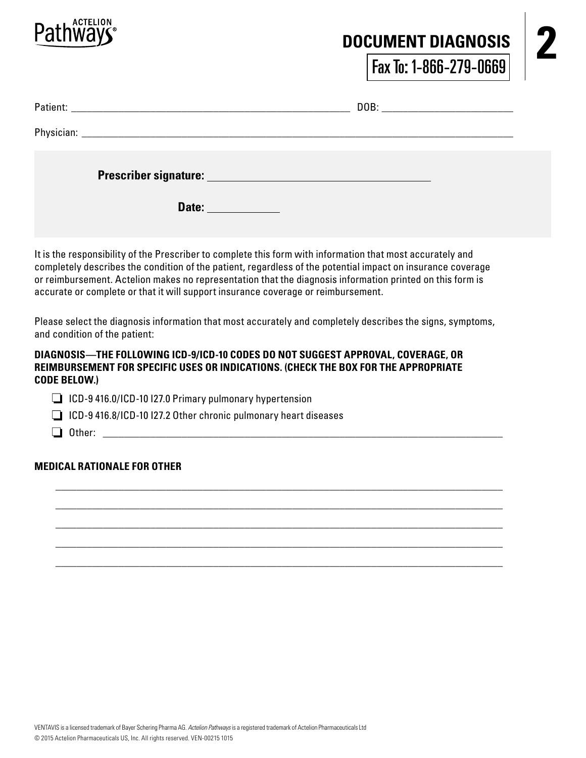Actelion Pathways®

# DOCUMENT DIAGNOSIS

Fax To: 1-866-279-0669

**2**

Patient: ______________________________________________ DOB: ______________________

Physician: ___________________________________________________________________________

**Prescriber signature:** ________________________________

**Date:** __________

It is the responsibility of the Prescriber to complete this form with information that most accurately and completely describes the condition of the patient, regardless of the potential impact on insurance coverage or reimbursement. Actelion makes no representation that the diagnosis information printed on this form is accurate or complete or that it will support insurance coverage or reimbursement.

Please select the diagnosis information that most accurately and completely describes the signs, symptoms, and condition of the patient:

**DIAGNOSIS—THE FOLLOWING ICD-9/ICD-10 CODES DO NOT SUGGEST APPROVAL, COVERAGE, OR REIMBURSEMENT FOR SPECIFIC USES OR INDICATIONS. (CHECK THE BOX FOR THE APPROPRIATE CODE BELOW.)**

- ☐ ICD-9 416.0/ICD-10 I27.0 Primary pulmonary hypertension
- ☐ ICD-9 416.8/ICD-10 I27.2 Other chronic pulmonary heart diseases
- ☐ Other: ___________________________________________________________________

**MEDICAL RATIONALE FOR OTHER**

___________________________________________________________________________

___________________________________________________________________________

___________________________________________________________________________

___________________________________________________________________________

___________________________________________________________________________

VENTAVIS is a licensed trademark of Bayer Schering Pharma AG. *Actelion Pathways* is a registered trademark of Actelion Pharmaceuticals Ltd

© 2015 Actelion Pharmaceuticals US, Inc. All rights reserved. VEN-00215 1015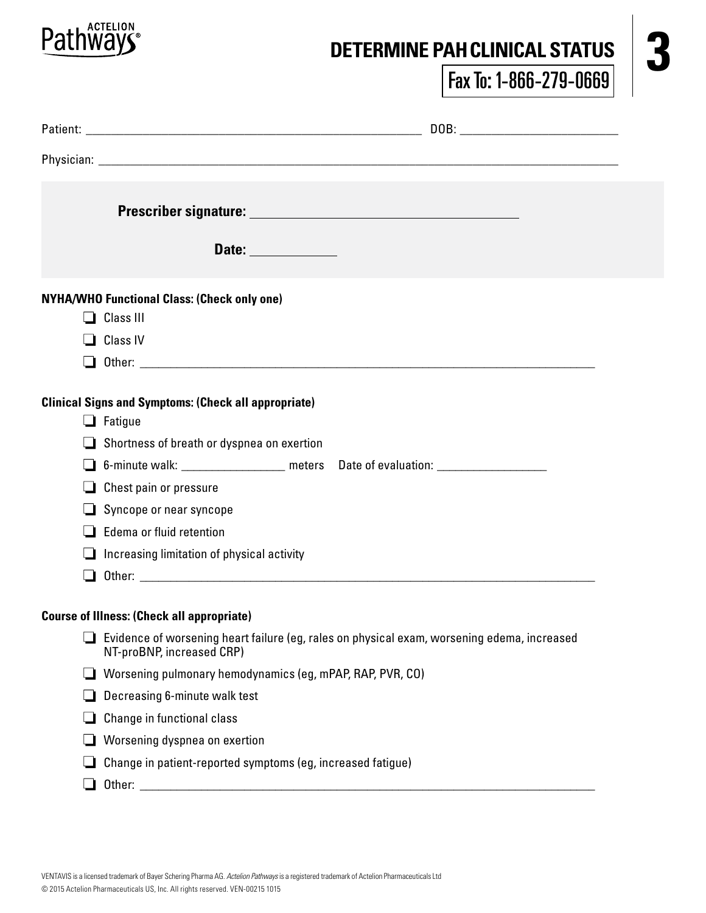Actelion Pathways®

# DETERMINE PAH CLINICAL STATUS

**3**

Fax To: 1-866-279-0669

Patient: ______________________________ DOB: ______________

Physician: ______________________________________________

**Prescriber signature:** ______________________

**Date:** __________

**NYHA/WHO Functional Class: (Check only one)**

- ❑ Class III
- ❑ Class IV
- ❑ Other: ______________________________________________

**Clinical Signs and Symptoms: (Check all appropriate)**

- ❑ Fatigue
- ❑ Shortness of breath or dyspnea on exertion
- ❑ 6-minute walk: __________ meters Date of evaluation: __________
- ❑ Chest pain or pressure
- ❑ Syncope or near syncope
- ❑ Edema or fluid retention
- ❑ Increasing limitation of physical activity
- ❑ Other: ______________________________________________

**Course of Illness: (Check all appropriate)**

- ❑ Evidence of worsening heart failure (eg, rales on physical exam, worsening edema, increased NT-proBNP, increased CRP)
- ❑ Worsening pulmonary hemodynamics (eg, mPAP, RAP, PVR, CO)
- ❑ Decreasing 6-minute walk test
- ❑ Change in functional class
- ❑ Worsening dyspnea on exertion
- ❑ Change in patient-reported symptoms (eg, increased fatigue)
- ❑ Other: ______________________________________________

VENTAVIS is a licensed trademark of Bayer Schering Pharma AG. *Actelion Pathways* is a registered trademark of Actelion Pharmaceuticals Ltd

© 2015 Actelion Pharmaceuticals US, Inc. All rights reserved. VEN-00215 1015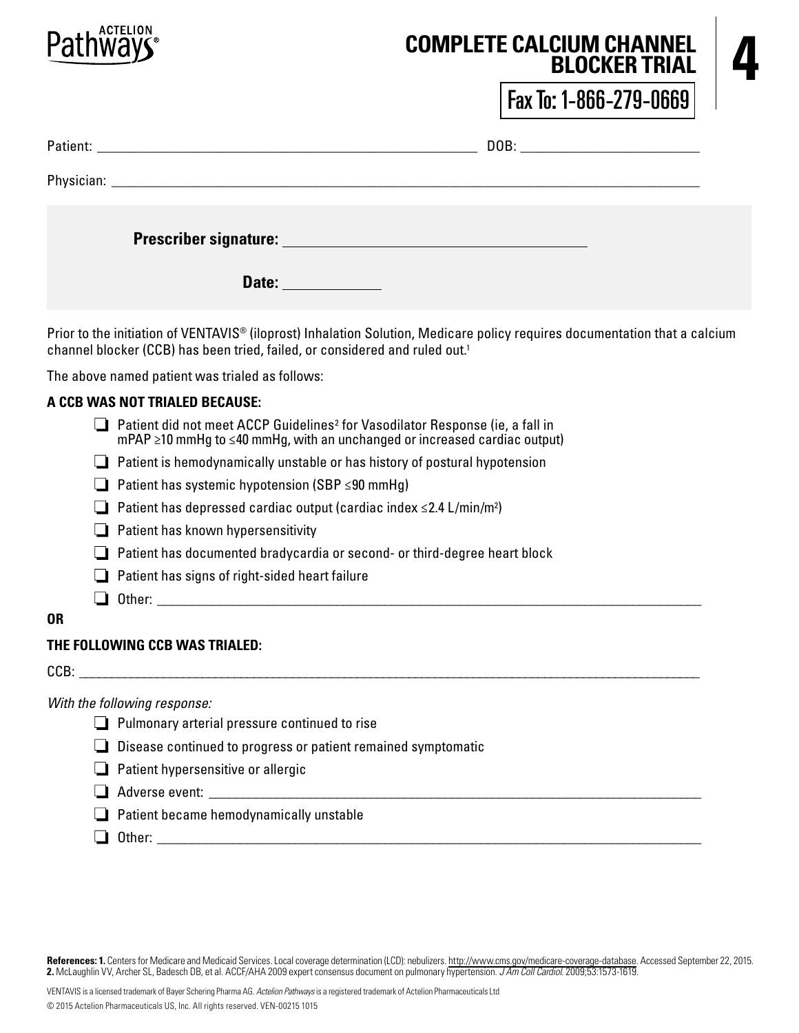# COMPLETE CALCIUM CHANNEL BLOCKER TRIAL

**4**

Fax To: 1-866-279-0669

Patient: ______________________________ DOB: ______________________

Physician: ____________________________________________________

**Prescriber signature:** ______________________________

**Date:** ____________

Prior to the initiation of VENTAVIS® (iloprost) Inhalation Solution, Medicare policy requires documentation that a calcium channel blocker (CCB) has been tried, failed, or considered and ruled out.[1]

The above named patient was trialed as follows:

**A CCB WAS NOT TRIALED BECAUSE:**

- ❑ Patient did not meet ACCP Guidelines[2] for Vasodilator Response (ie, a fall in mPAP ≥10 mmHg to ≤40 mmHg, with an unchanged or increased cardiac output)
- ❑ Patient is hemodynamically unstable or has history of postural hypotension
- ❑ Patient has systemic hypotension (SBP ≤90 mmHg)
- ❑ Patient has depressed cardiac output (cardiac index ≤2.4 L/min/$m^2$)
- ❑ Patient has known hypersensitivity
- ❑ Patient has documented bradycardia or second- or third-degree heart block
- ❑ Patient has signs of right-sided heart failure
- ❑ Other: ______________________________

**OR**

**THE FOLLOWING CCB WAS TRIALED:**

CCB: ____________________________________________________

*With the following response:*

- ❑ Pulmonary arterial pressure continued to rise
- ❑ Disease continued to progress or patient remained symptomatic
- ❑ Patient hypersensitive or allergic
- ❑ Adverse event: ______________________________
- ❑ Patient became hemodynamically unstable
- ❑ Other: ______________________________

**References: 1.** Centers for Medicare and Medicaid Services. Local coverage determination (LCD): nebulizers. http://www.cms.gov/medicare-coverage-database. Accessed September 22, 2015. **2.** McLaughlin VV, Archer SL, Badesch DB, et al. ACCF/AHA 2009 expert consensus document on pulmonary hypertension. *J Am Coll Cardiol.* 2009;53:1573-1619.

VENTAVIS is a licensed trademark of Bayer Schering Pharma AG. *Actelion Pathways* is a registered trademark of Actelion Pharmaceuticals Ltd

© 2015 Actelion Pharmaceuticals US, Inc. All rights reserved. VEN-00215 1015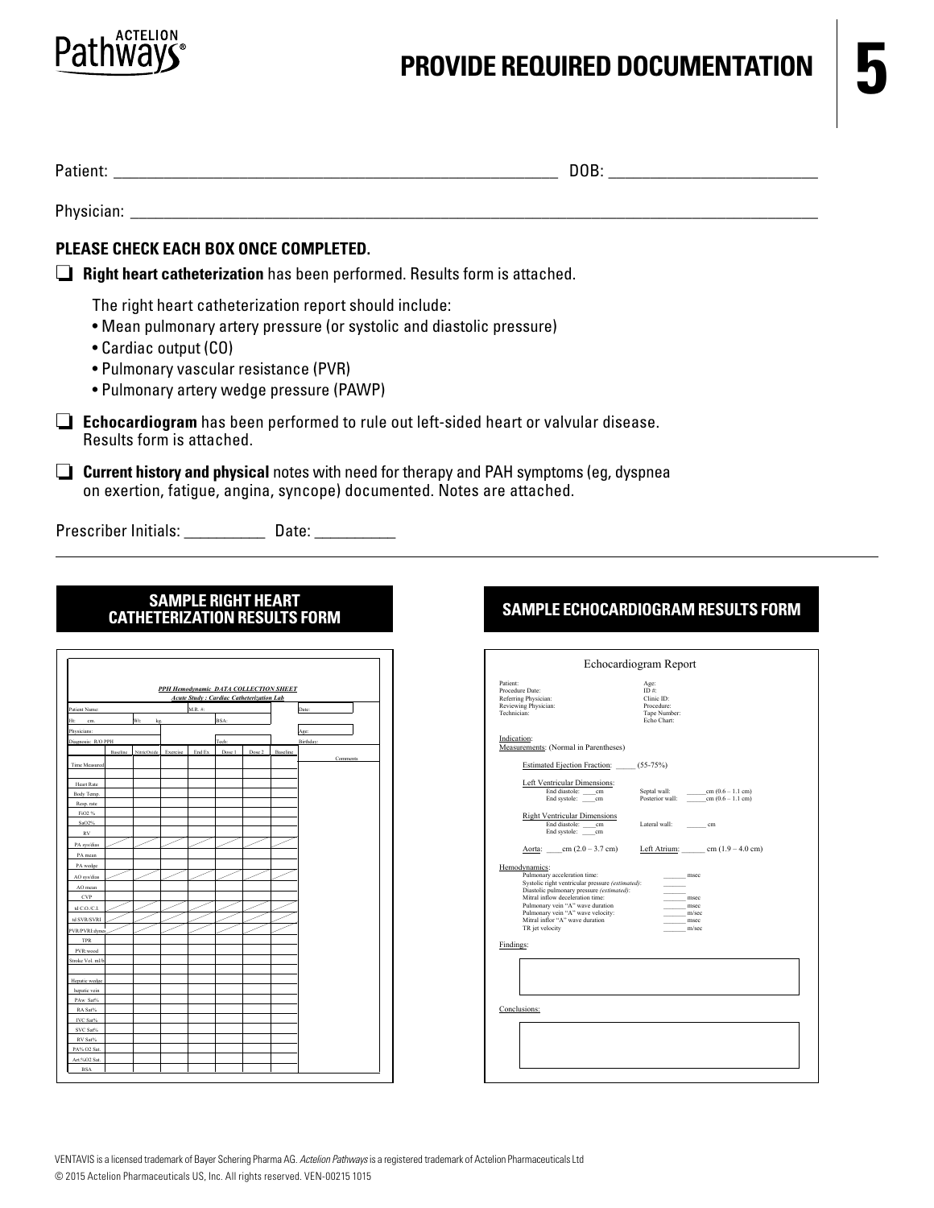# PROVIDE REQUIRED DOCUMENTATION

## 5

Patient: ______________________________________________ DOB: ____________________

Physician: ______________________________________________________________________

**PLEASE CHECK EACH BOX ONCE COMPLETED.**

❑ **Right heart catheterization** has been performed. Results form is attached.

The right heart catheterization report should include:

- Mean pulmonary artery pressure (or systolic and diastolic pressure)
- Cardiac output (CO)
- Pulmonary vascular resistance (PVR)
- Pulmonary artery wedge pressure (PAWP)

❑ **Echocardiogram** has been performed to rule out left-sided heart or valvular disease. Results form is attached.

❑ **Current history and physical** notes with need for therapy and PAH symptoms (eg, dyspnea on exertion, fatigue, angina, syncope) documented. Notes are attached.

Prescriber Initials: __________ Date: __________

---

## SAMPLE RIGHT HEART CATHETERIZATION RESULTS FORM

***PPH Hemodynamic DATA COLLECTION SHEET***

***Acute Study : Cardiac Catheterization Lab***

Patient Name: M.R. #: Date:

Ht: cm. Wt: kg. BSA:

Physicians: Age:

Diagnosis: R/O PPH Tech: Birthday:

| | Baseline | Nitric Oxide | Exercise | End Ex | Dose 1 | Dose 2 | Baseline | Comments |
|---|---|---|---|---|---|---|---|---|
| Time Measured | | | | | | | | |
| Heart Rate | | | | | | | | |
| Body Temp. | | | | | | | | |
| Resp. rate | | | | | | | | |
| FiO2 % | | | | | | | | |
| SaO2% | | | | | | | | |
| RV | | | | | | | | |
| PA sys/dias | | | | | | | | |
| PA mean | | | | | | | | |
| PA wedge | | | | | | | | |
| AO sys/dias | | | | | | | | |
| AO mean | | | | | | | | |
| CVP | | | | | | | | |
| td C.O./C.I. | | | | | | | | |
| td SVR/SVRI | | | | | | | | |
| PVR/PVRI dyne | | | | | | | | |
| TPR | | | | | | | | |
| PVR:wood | | | | | | | | |
| Stroke Vol. ml/b | | | | | | | | |
| Hepatic wedge | | | | | | | | |
| hepatic vein | | | | | | | | |
| PAw Sat% | | | | | | | | |
| RA Sat% | | | | | | | | |
| IVC Sat% | | | | | | | | |
| SVC Sat% | | | | | | | | |
| RV Sat% | | | | | | | | |
| PA% O2 Sat. | | | | | | | | |
| Art.%O2 Sat. | | | | | | | | |
| BSA | | | | | | | | |

## SAMPLE ECHOCARDIOGRAM RESULTS FORM

Echocardiogram Report

Patient: Age:
Procedure Date: ID #:
Referring Physician: Clinic ID:
Reviewing Physician: Procedure:
Technician: Tape Number:
Echo Chart:

Indication:

Measurements: (Normal in Parentheses)

Estimated Ejection Fraction: _____ (55-75%)

Left Ventricular Dimensions:
End diastole: ____cm Septal wall: ______cm (0.6 – 1.1 cm)
End systole: ____cm Posterior wall: ______cm (0.6 – 1.1 cm)

Right Ventricular Dimensions
End diastole: ____cm Lateral wall: ______ cm
End systole: ____cm

Aorta: ____cm (2.0 – 3.7 cm) Left Atrium: ______ cm (1.9 – 4.0 cm)

Hemodynamics:
Pulmonary acceleration time: _______ msec
Systolic right ventricular pressure *(estimated)*: _______
Diastolic pulmonary pressure *(estimated)*: _______
Mitral inflow deceleration time: _______ msec
Pulmonary vein "A" wave duration _______ msec
Pulmonary vein "A" wave velocity: _______ m/sec
Mitral inflow "A" wave duration _______ msec
TR jet velocity _______ m/sec

Findings:

Conclusions:

VENTAVIS is a licensed trademark of Bayer Schering Pharma AG. *Actelion Pathways* is a registered trademark of Actelion Pharmaceuticals Ltd

© 2015 Actelion Pharmaceuticals US, Inc. All rights reserved. VEN-00215 1015